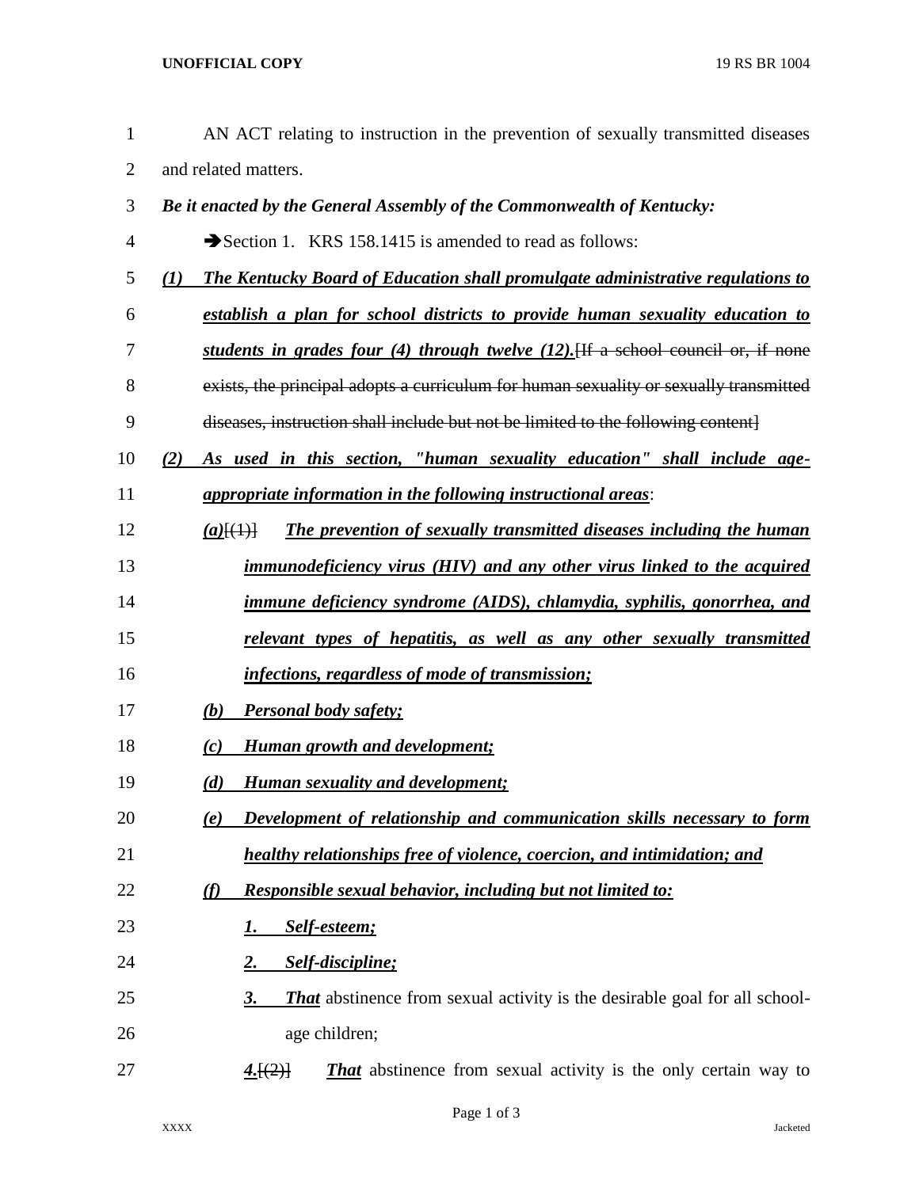AN ACT relating to instruction in the prevention of sexually transmitted diseases and related matters.

***Be it enacted by the General Assembly of the Commonwealth of Kentucky:***

➔Section 1. KRS 158.1415 is amended to read as follows:

***(1) The Kentucky Board of Education shall promulgate administrative regulations to establish a plan for school districts to provide human sexuality education to students in grades four (4) through twelve (12).***~~[If a school council or, if none exists, the principal adopts a curriculum for human sexuality or sexually transmitted diseases, instruction shall include but not be limited to the following content]~~

***(2) As used in this section, "human sexuality education" shall include age-appropriate information in the following instructional areas***:

***(a)***~~[(1)]~~ ***The prevention of sexually transmitted diseases including the human immunodeficiency virus (HIV) and any other virus linked to the acquired immune deficiency syndrome (AIDS), chlamydia, syphilis, gonorrhea, and relevant types of hepatitis, as well as any other sexually transmitted infections, regardless of mode of transmission;***

***(b) Personal body safety;***

***(c) Human growth and development;***

***(d) Human sexuality and development;***

***(e) Development of relationship and communication skills necessary to form healthy relationships free of violence, coercion, and intimidation; and***

***(f) Responsible sexual behavior, including but not limited to:***

***1. Self-esteem;***

***2. Self-discipline;***

***3. That*** abstinence from sexual activity is the desirable goal for all school-age children;

***4.***~~[(2)]~~ ***That*** abstinence from sexual activity is the only certain way to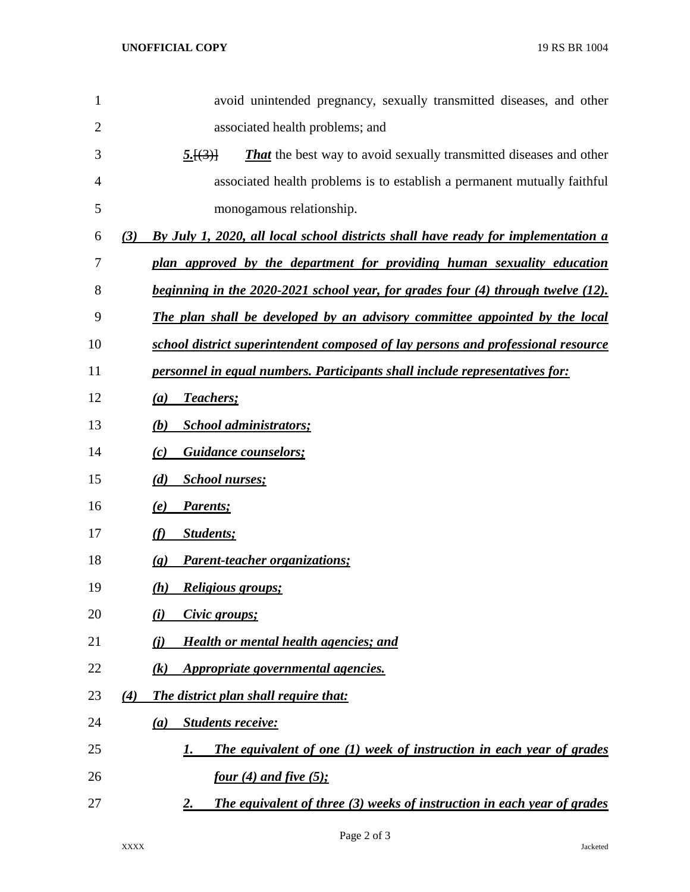avoid unintended pregnancy, sexually transmitted diseases, and other associated health problems; and

***5.***~~[(3)]~~ ***That*** the best way to avoid sexually transmitted diseases and other associated health problems is to establish a permanent mutually faithful monogamous relationship.

***(3) By July 1, 2020, all local school districts shall have ready for implementation a plan approved by the department for providing human sexuality education beginning in the 2020-2021 school year, for grades four (4) through twelve (12). The plan shall be developed by an advisory committee appointed by the local school district superintendent composed of lay persons and professional resource personnel in equal numbers. Participants shall include representatives for:***

***(a) Teachers;***

***(b) School administrators;***

***(c) Guidance counselors;***

***(d) School nurses;***

***(e) Parents;***

***(f) Students;***

***(g) Parent-teacher organizations;***

***(h) Religious groups;***

***(i) Civic groups;***

***(j) Health or mental health agencies; and***

***(k) Appropriate governmental agencies.***

***(4) The district plan shall require that:***

***(a) Students receive:***

***1. The equivalent of one (1) week of instruction in each year of grades four (4) and five (5);***

***2. The equivalent of three (3) weeks of instruction in each year of grades***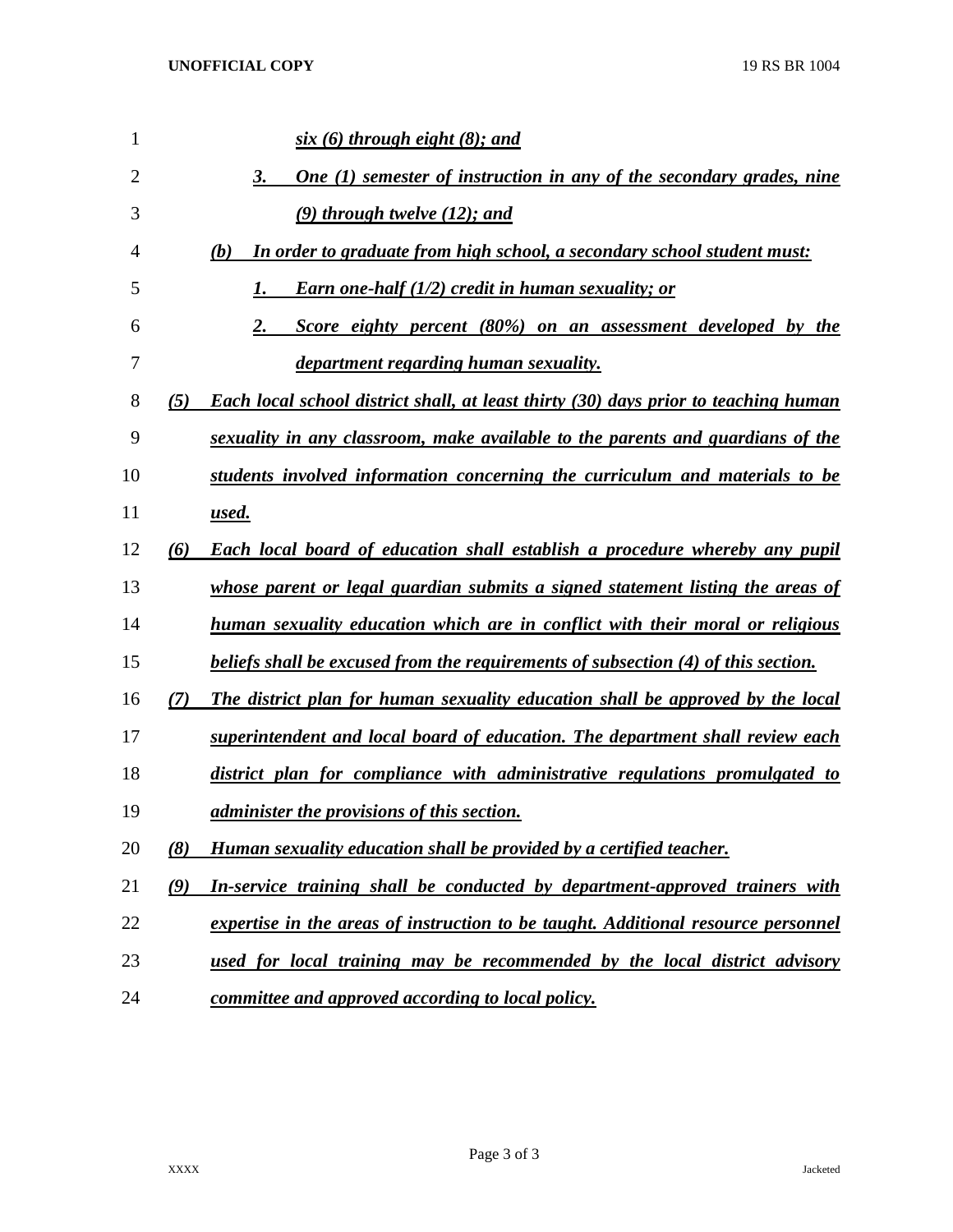*six (6) through eight (8); and*

*3. One (1) semester of instruction in any of the secondary grades, nine (9) through twelve (12); and*

*(b) In order to graduate from high school, a secondary school student must:*

*1. Earn one-half (1/2) credit in human sexuality; or*

*2. Score eighty percent (80%) on an assessment developed by the department regarding human sexuality.*

*(5) Each local school district shall, at least thirty (30) days prior to teaching human sexuality in any classroom, make available to the parents and guardians of the students involved information concerning the curriculum and materials to be used.*

*(6) Each local board of education shall establish a procedure whereby any pupil whose parent or legal guardian submits a signed statement listing the areas of human sexuality education which are in conflict with their moral or religious beliefs shall be excused from the requirements of subsection (4) of this section.*

*(7) The district plan for human sexuality education shall be approved by the local superintendent and local board of education. The department shall review each district plan for compliance with administrative regulations promulgated to administer the provisions of this section.*

*(8) Human sexuality education shall be provided by a certified teacher.*

*(9) In-service training shall be conducted by department-approved trainers with expertise in the areas of instruction to be taught. Additional resource personnel used for local training may be recommended by the local district advisory committee and approved according to local policy.*